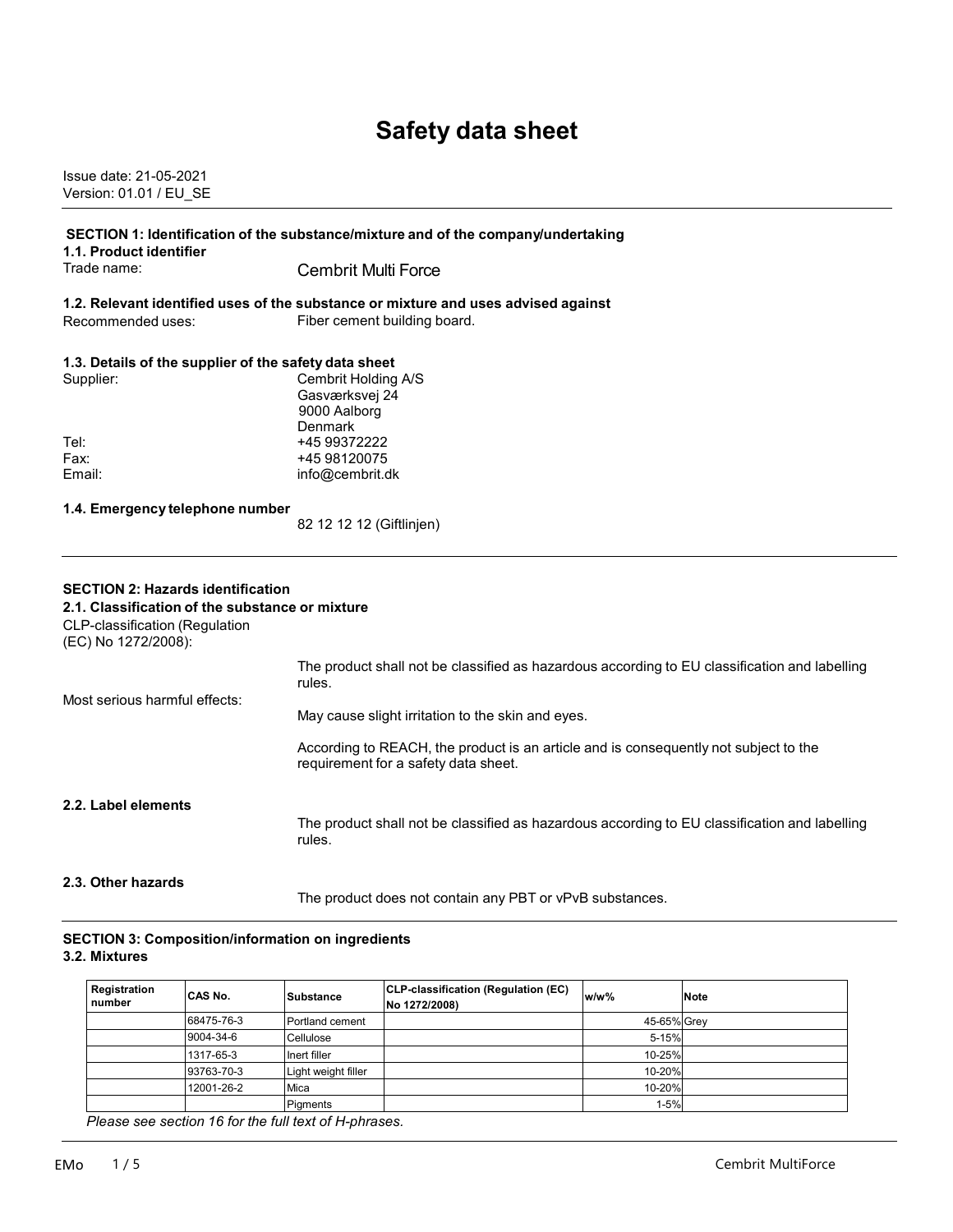# Safety data sheet

Issue date: 21-05-2021
Version: 01.01 / EU_SE

## SECTION 1: Identification of the substance/mixture and of the company/undertaking

### 1.1. Product identifier

Trade name: Cembrit Multi Force

### 1.2. Relevant identified uses of the substance or mixture and uses advised against

Recommended uses: Fiber cement building board.

### 1.3. Details of the supplier of the safety data sheet

Supplier: Cembrit Holding A/S
Gasværksvej 24
9000 Aalborg
Denmark

Tel: +45 99372222
Fax: +45 98120075
Email: info@cembrit.dk

### 1.4. Emergency telephone number

82 12 12 12 (Giftlinjen)

## SECTION 2: Hazards identification

### 2.1. Classification of the substance or mixture

CLP-classification (Regulation (EC) No 1272/2008):

The product shall not be classified as hazardous according to EU classification and labelling rules.

Most serious harmful effects:

May cause slight irritation to the skin and eyes.

According to REACH, the product is an article and is consequently not subject to the requirement for a safety data sheet.

### 2.2. Label elements

The product shall not be classified as hazardous according to EU classification and labelling rules.

### 2.3. Other hazards

The product does not contain any PBT or vPvB substances.

## SECTION 3: Composition/information on ingredients

### 3.2. Mixtures

| Registration number | CAS No. | Substance | CLP-classification (Regulation (EC) No 1272/2008) | w/w% | Note |
|---|---|---|---|---|---|
| | 68475-76-3 | Portland cement | | 45-65% | Grey |
| | 9004-34-6 | Cellulose | | 5-15% | |
| | 1317-65-3 | Inert filler | | 10-25% | |
| | 93763-70-3 | Light weight filler | | 10-20% | |
| | 12001-26-2 | Mica | | 10-20% | |
| | | Pigments | | 1-5% | |

*Please see section 16 for the full text of H-phrases.*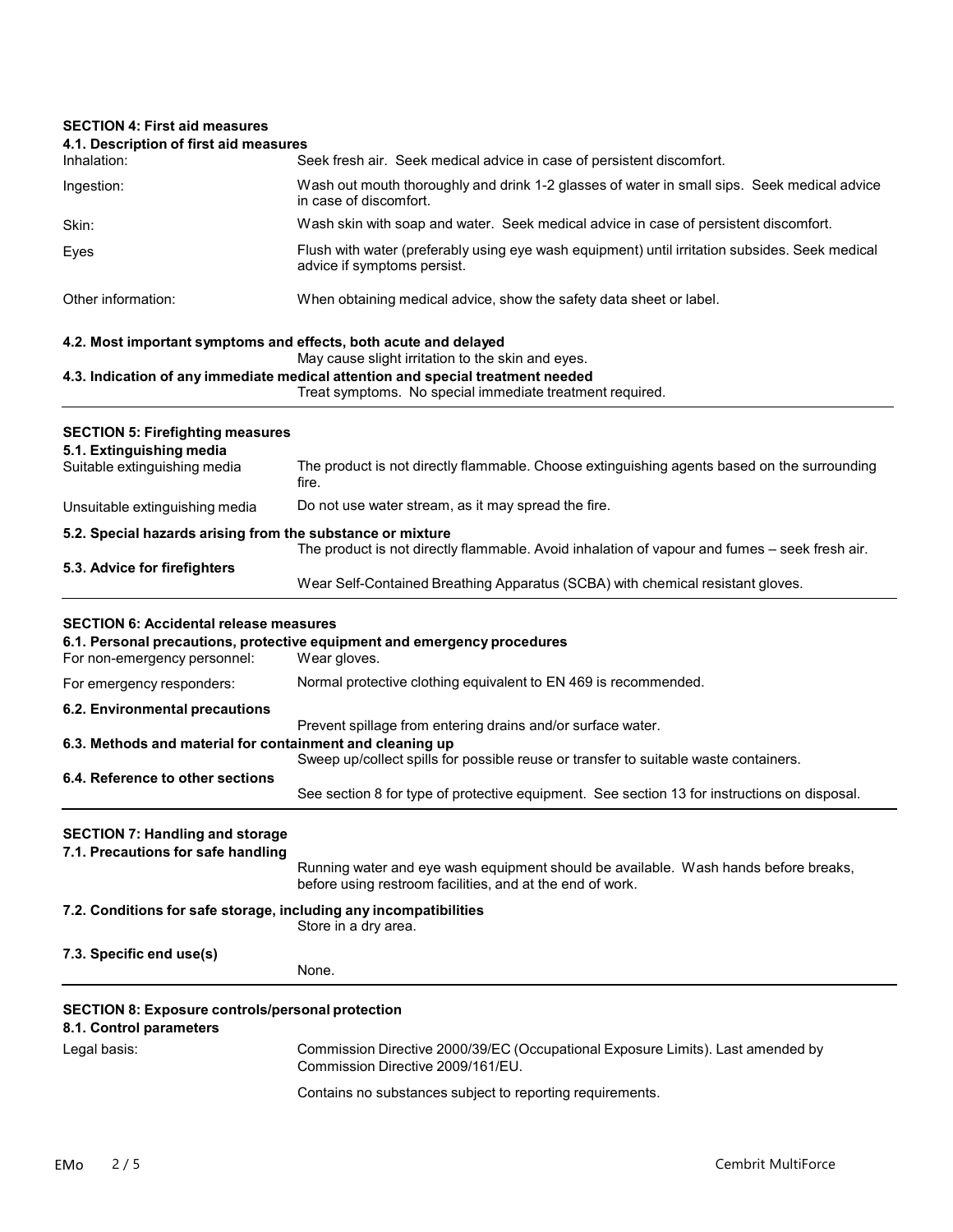## SECTION 4: First aid measures

### 4.1. Description of first aid measures

| | |
|---|---|
| Inhalation: | Seek fresh air. Seek medical advice in case of persistent discomfort. |
| Ingestion: | Wash out mouth thoroughly and drink 1-2 glasses of water in small sips. Seek medical advice in case of discomfort. |
| Skin: | Wash skin with soap and water. Seek medical advice in case of persistent discomfort. |
| Eyes | Flush with water (preferably using eye wash equipment) until irritation subsides. Seek medical advice if symptoms persist. |
| Other information: | When obtaining medical advice, show the safety data sheet or label. |

### 4.2. Most important symptoms and effects, both acute and delayed

May cause slight irritation to the skin and eyes.

### 4.3. Indication of any immediate medical attention and special treatment needed

Treat symptoms. No special immediate treatment required.

## SECTION 5: Firefighting measures

### 5.1. Extinguishing media

| | |
|---|---|
| Suitable extinguishing media | The product is not directly flammable. Choose extinguishing agents based on the surrounding fire. |
| Unsuitable extinguishing media | Do not use water stream, as it may spread the fire. |

### 5.2. Special hazards arising from the substance or mixture

The product is not directly flammable. Avoid inhalation of vapour and fumes – seek fresh air.

### 5.3. Advice for firefighters

Wear Self-Contained Breathing Apparatus (SCBA) with chemical resistant gloves.

## SECTION 6: Accidental release measures

### 6.1. Personal precautions, protective equipment and emergency procedures

| | |
|---|---|
| For non-emergency personnel: | Wear gloves. |
| For emergency responders: | Normal protective clothing equivalent to EN 469 is recommended. |

### 6.2. Environmental precautions

Prevent spillage from entering drains and/or surface water.

### 6.3. Methods and material for containment and cleaning up

Sweep up/collect spills for possible reuse or transfer to suitable waste containers.

### 6.4. Reference to other sections

See section 8 for type of protective equipment. See section 13 for instructions on disposal.

## SECTION 7: Handling and storage

### 7.1. Precautions for safe handling

Running water and eye wash equipment should be available. Wash hands before breaks, before using restroom facilities, and at the end of work.

### 7.2. Conditions for safe storage, including any incompatibilities

Store in a dry area.

### 7.3. Specific end use(s)

None.

## SECTION 8: Exposure controls/personal protection

### 8.1. Control parameters

| | |
|---|---|
| Legal basis: | Commission Directive 2000/39/EC (Occupational Exposure Limits). Last amended by Commission Directive 2009/161/EU. |
| | Contains no substances subject to reporting requirements. |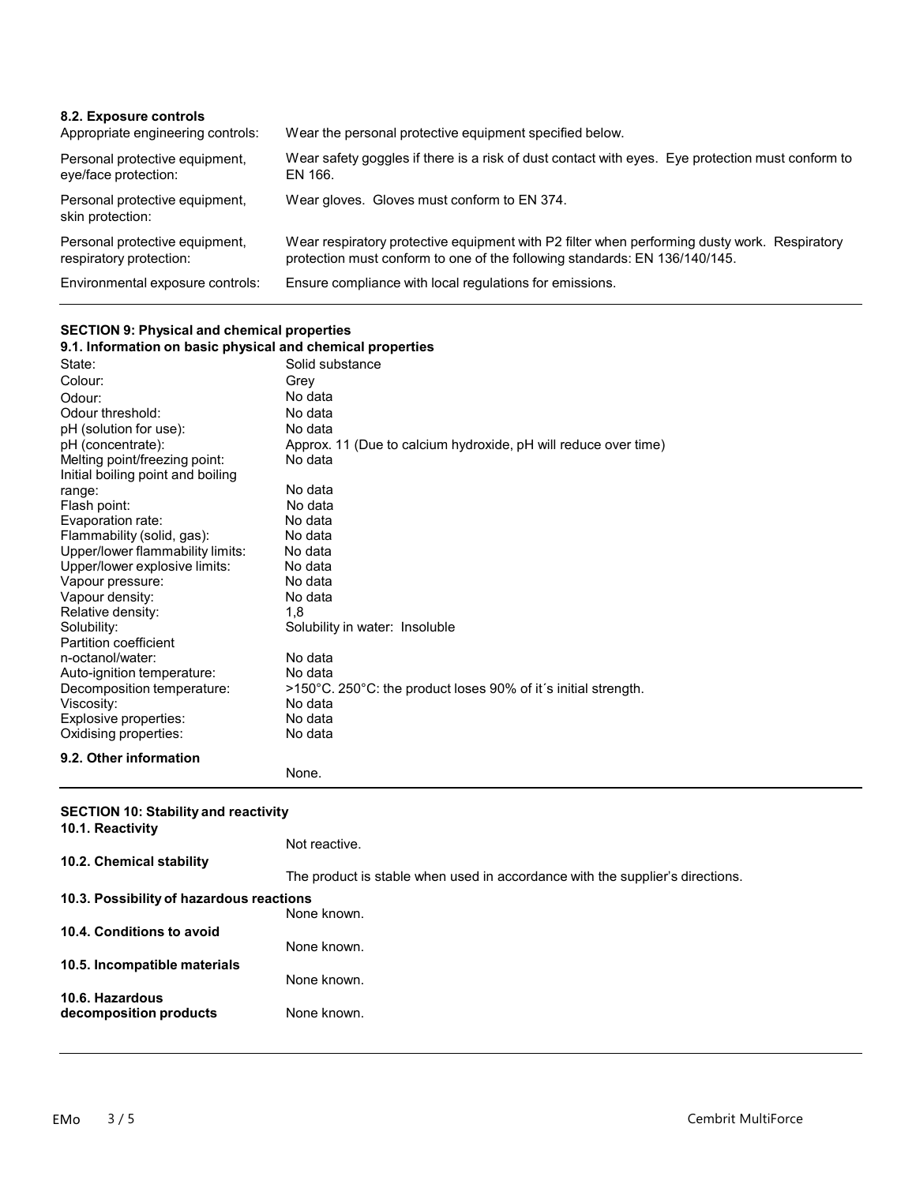### 8.2. Exposure controls

| | |
|---|---|
| Appropriate engineering controls: | Wear the personal protective equipment specified below. |
| Personal protective equipment, eye/face protection: | Wear safety goggles if there is a risk of dust contact with eyes. Eye protection must conform to EN 166. |
| Personal protective equipment, skin protection: | Wear gloves. Gloves must conform to EN 374. |
| Personal protective equipment, respiratory protection: | Wear respiratory protective equipment with P2 filter when performing dusty work. Respiratory protection must conform to one of the following standards: EN 136/140/145. |
| Environmental exposure controls: | Ensure compliance with local regulations for emissions. |

## SECTION 9: Physical and chemical properties

### 9.1. Information on basic physical and chemical properties

| | |
|---|---|
| State: | Solid substance |
| Colour: | Grey |
| Odour: | No data |
| Odour threshold: | No data |
| pH (solution for use): | No data |
| pH (concentrate): | Approx. 11 (Due to calcium hydroxide, pH will reduce over time) |
| Melting point/freezing point: | No data |
| Initial boiling point and boiling range: | No data |
| Flash point: | No data |
| Evaporation rate: | No data |
| Flammability (solid, gas): | No data |
| Upper/lower flammability limits: | No data |
| Upper/lower explosive limits: | No data |
| Vapour pressure: | No data |
| Vapour density: | No data |
| Relative density: | 1,8 |
| Solubility: | Solubility in water: Insoluble |
| Partition coefficient n-octanol/water: | No data |
| Auto-ignition temperature: | No data |
| Decomposition temperature: | >150°C. 250°C: the product loses 90% of it´s initial strength. |
| Viscosity: | No data |
| Explosive properties: | No data |
| Oxidising properties: | No data |

### 9.2. Other information

None.

## SECTION 10: Stability and reactivity

### 10.1. Reactivity

Not reactive.

### 10.2. Chemical stability

The product is stable when used in accordance with the supplier's directions.

### 10.3. Possibility of hazardous reactions

None known.

### 10.4. Conditions to avoid

None known.

### 10.5. Incompatible materials

None known.

### 10.6. Hazardous decomposition products

None known.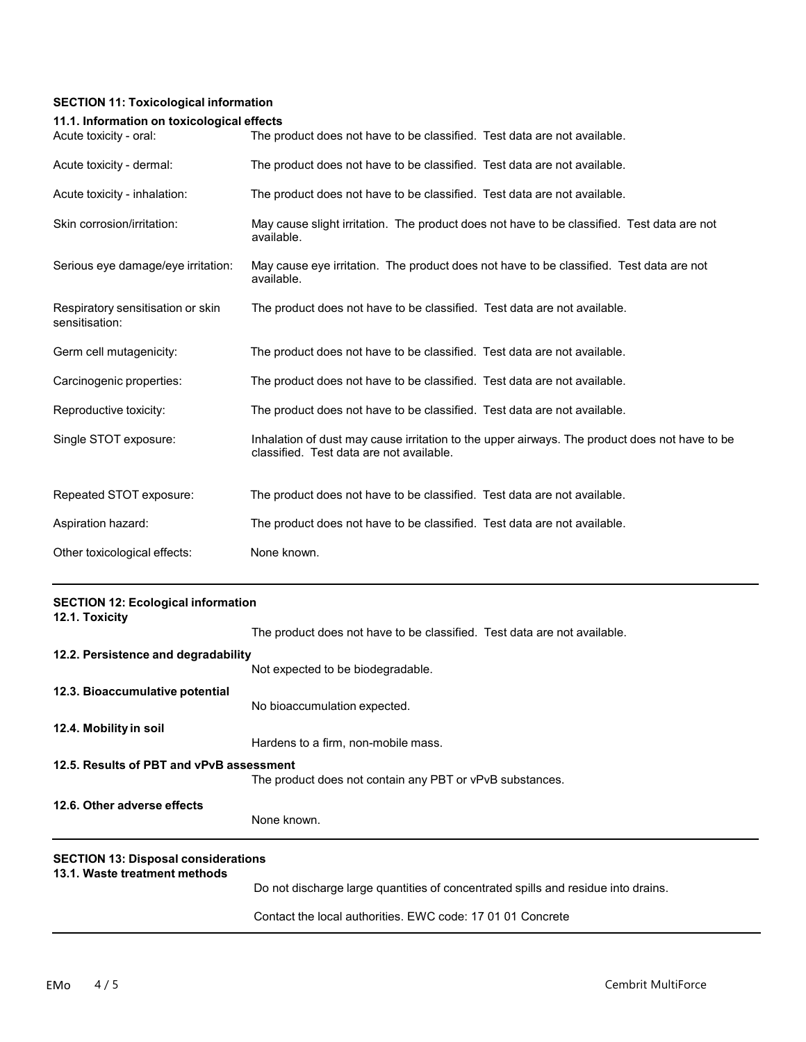## SECTION 11: Toxicological information

### 11.1. Information on toxicological effects

| | |
|---|---|
| Acute toxicity - oral: | The product does not have to be classified. Test data are not available. |
| Acute toxicity - dermal: | The product does not have to be classified. Test data are not available. |
| Acute toxicity - inhalation: | The product does not have to be classified. Test data are not available. |
| Skin corrosion/irritation: | May cause slight irritation. The product does not have to be classified. Test data are not available. |
| Serious eye damage/eye irritation: | May cause eye irritation. The product does not have to be classified. Test data are not available. |
| Respiratory sensitisation or skin sensitisation: | The product does not have to be classified. Test data are not available. |
| Germ cell mutagenicity: | The product does not have to be classified. Test data are not available. |
| Carcinogenic properties: | The product does not have to be classified. Test data are not available. |
| Reproductive toxicity: | The product does not have to be classified. Test data are not available. |
| Single STOT exposure: | Inhalation of dust may cause irritation to the upper airways. The product does not have to be classified. Test data are not available. |
| Repeated STOT exposure: | The product does not have to be classified. Test data are not available. |
| Aspiration hazard: | The product does not have to be classified. Test data are not available. |
| Other toxicological effects: | None known. |

## SECTION 12: Ecological information

### 12.1. Toxicity

The product does not have to be classified. Test data are not available.

### 12.2. Persistence and degradability

Not expected to be biodegradable.

### 12.3. Bioaccumulative potential

No bioaccumulation expected.

### 12.4. Mobility in soil

Hardens to a firm, non-mobile mass.

### 12.5. Results of PBT and vPvB assessment

The product does not contain any PBT or vPvB substances.

### 12.6. Other adverse effects

None known.

## SECTION 13: Disposal considerations

### 13.1. Waste treatment methods

Do not discharge large quantities of concentrated spills and residue into drains.

Contact the local authorities. EWC code: 17 01 01 Concrete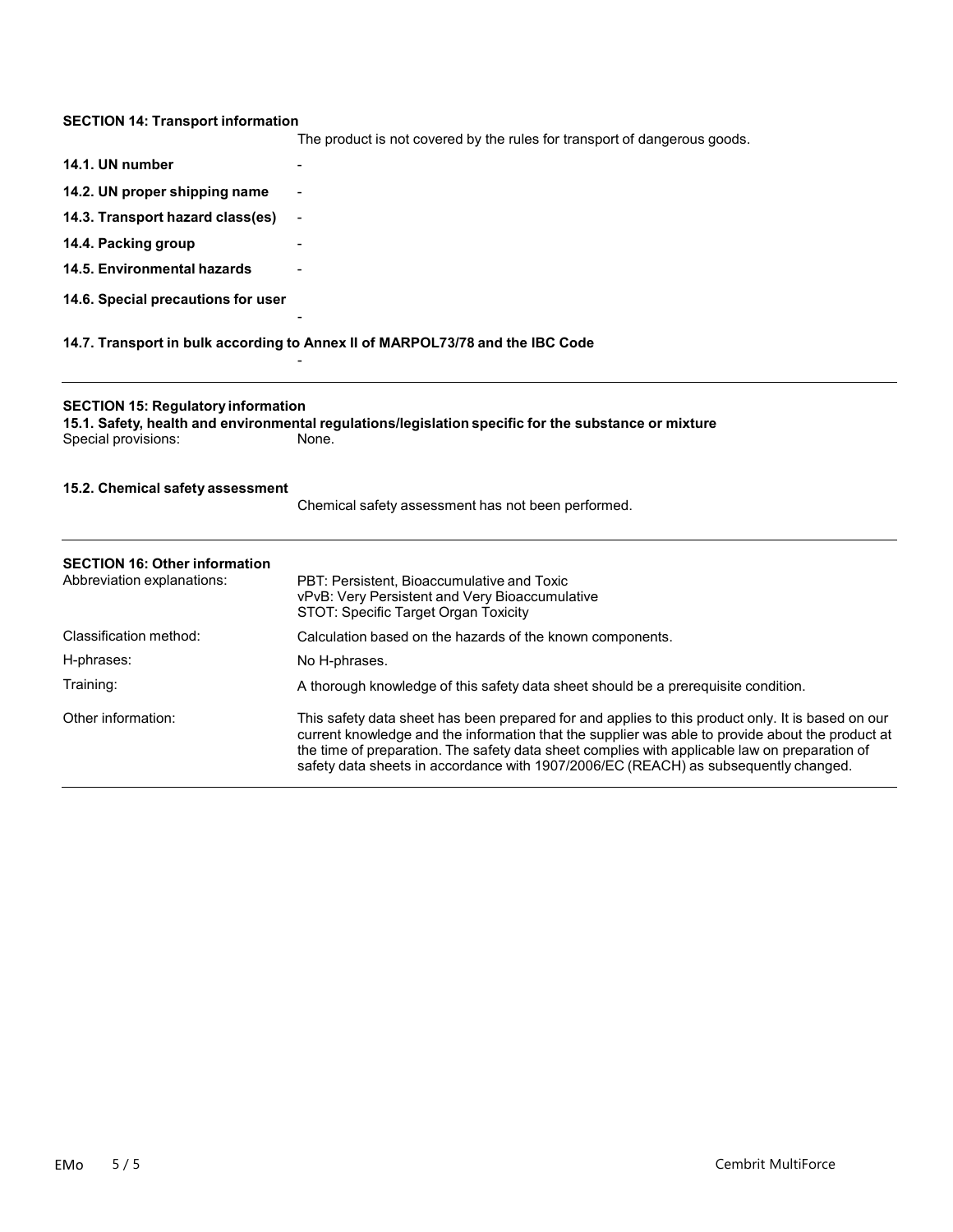## SECTION 14: Transport information

The product is not covered by the rules for transport of dangerous goods.

**14.1. UN number** -

**14.2. UN proper shipping name** -

**14.3. Transport hazard class(es)** -

**14.4. Packing group** -

**14.5. Environmental hazards** -

**14.6. Special precautions for user**

-

**14.7. Transport in bulk according to Annex II of MARPOL73/78 and the IBC Code**

-

## SECTION 15: Regulatory information

**15.1. Safety, health and environmental regulations/legislation specific for the substance or mixture**

Special provisions: None.

**15.2. Chemical safety assessment**

Chemical safety assessment has not been performed.

## SECTION 16: Other information

Abbreviation explanations:
PBT: Persistent, Bioaccumulative and Toxic
vPvB: Very Persistent and Very Bioaccumulative
STOT: Specific Target Organ Toxicity

Classification method: Calculation based on the hazards of the known components.

H-phrases: No H-phrases.

Training: A thorough knowledge of this safety data sheet should be a prerequisite condition.

Other information: This safety data sheet has been prepared for and applies to this product only. It is based on our current knowledge and the information that the supplier was able to provide about the product at the time of preparation. The safety data sheet complies with applicable law on preparation of safety data sheets in accordance with 1907/2006/EC (REACH) as subsequently changed.